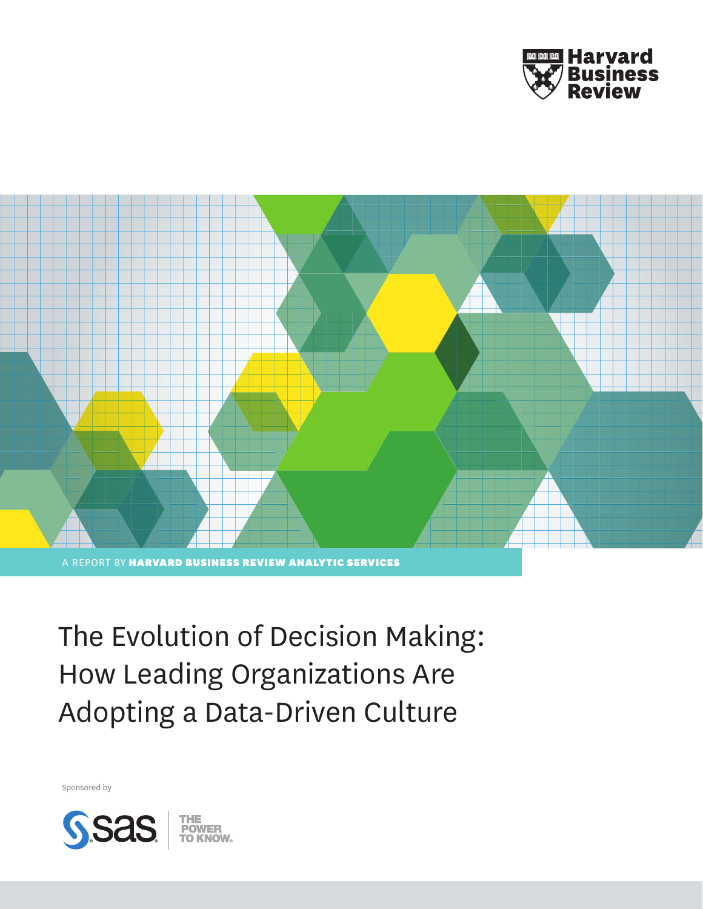Harvard Business Review

A REPORT BY **HARVARD BUSINESS REVIEW ANALYTIC SERVICES**

# The Evolution of Decision Making: How Leading Organizations Are Adopting a Data-Driven Culture

Sponsored by

SAS THE POWER TO KNOW.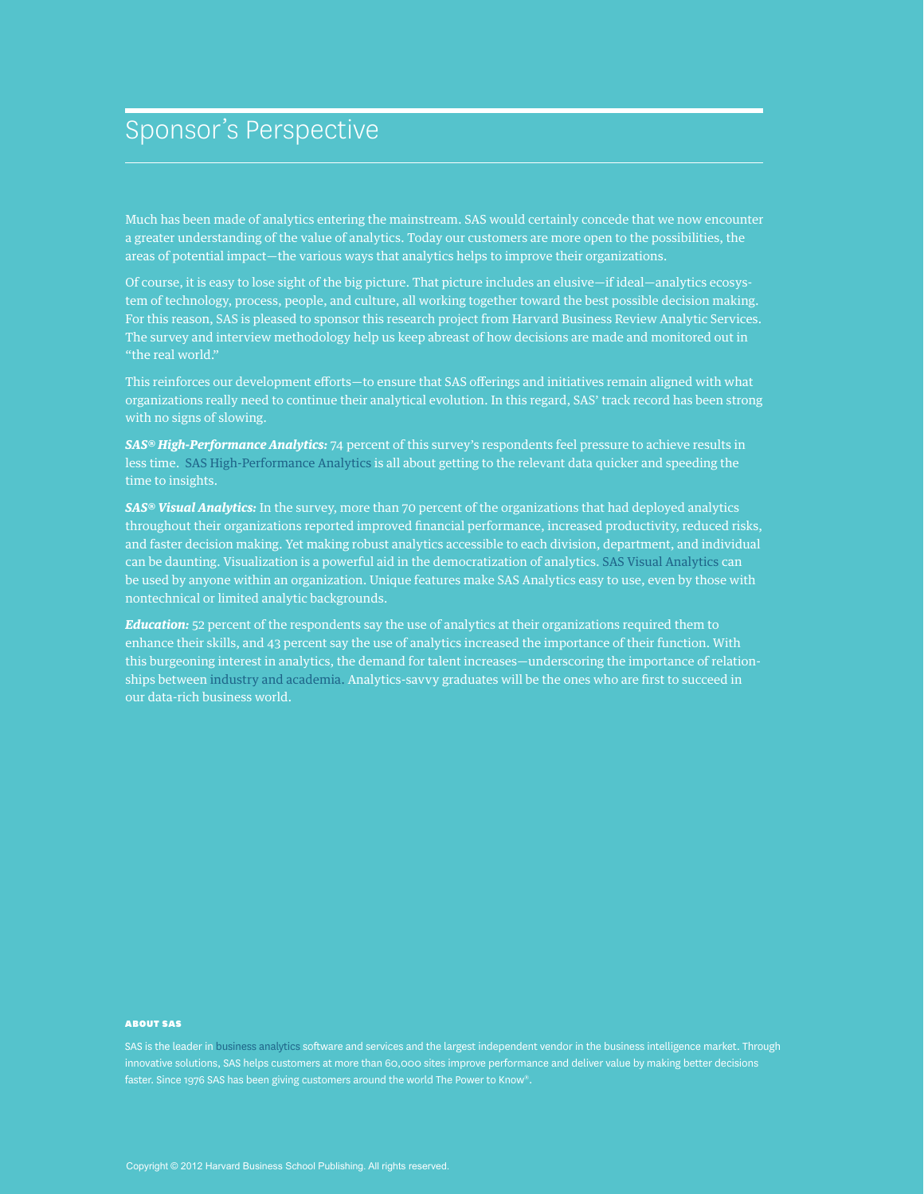# Sponsor's Perspective

Much has been made of analytics entering the mainstream. SAS would certainly concede that we now encounter a greater understanding of the value of analytics. Today our customers are more open to the possibilities, the areas of potential impact—the various ways that analytics helps to improve their organizations.

Of course, it is easy to lose sight of the big picture. That picture includes an elusive—if ideal—analytics ecosystem of technology, process, people, and culture, all working together toward the best possible decision making. For this reason, SAS is pleased to sponsor this research project from Harvard Business Review Analytic Services. The survey and interview methodology help us keep abreast of how decisions are made and monitored out in "the real world."

This reinforces our development efforts—to ensure that SAS offerings and initiatives remain aligned with what organizations really need to continue their analytical evolution. In this regard, SAS' track record has been strong with no signs of slowing.

***SAS® High-Performance Analytics:*** 74 percent of this survey's respondents feel pressure to achieve results in less time. SAS High-Performance Analytics is all about getting to the relevant data quicker and speeding the time to insights.

***SAS® Visual Analytics:*** In the survey, more than 70 percent of the organizations that had deployed analytics throughout their organizations reported improved financial performance, increased productivity, reduced risks, and faster decision making. Yet making robust analytics accessible to each division, department, and individual can be daunting. Visualization is a powerful aid in the democratization of analytics. SAS Visual Analytics can be used by anyone within an organization. Unique features make SAS Analytics easy to use, even by those with nontechnical or limited analytic backgrounds.

***Education:*** 52 percent of the respondents say the use of analytics at their organizations required them to enhance their skills, and 43 percent say the use of analytics increased the importance of their function. With this burgeoning interest in analytics, the demand for talent increases—underscoring the importance of relationships between industry and academia. Analytics-savvy graduates will be the ones who are first to succeed in our data-rich business world.

**ABOUT SAS**

SAS is the leader in business analytics software and services and the largest independent vendor in the business intelligence market. Through innovative solutions, SAS helps customers at more than 60,000 sites improve performance and deliver value by making better decisions faster. Since 1976 SAS has been giving customers around the world The Power to Know®.

Copyright © 2012 Harvard Business School Publishing. All rights reserved.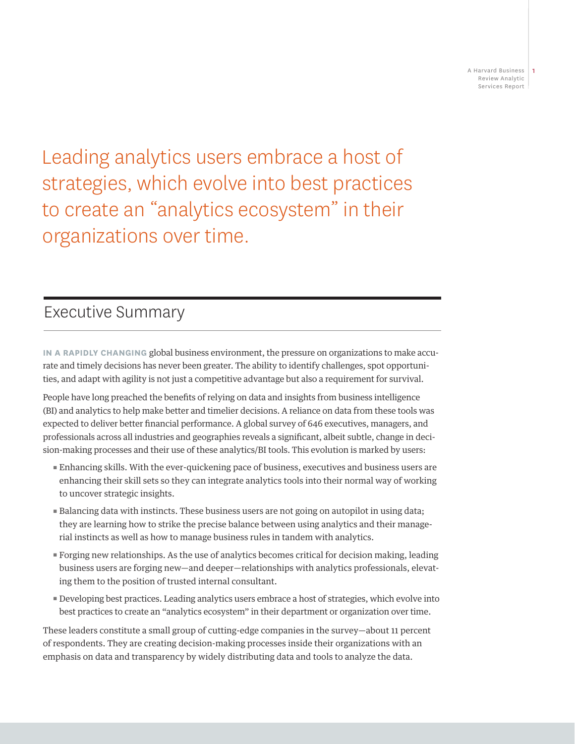Leading analytics users embrace a host of strategies, which evolve into best practices to create an "analytics ecosystem" in their organizations over time.

## Executive Summary

**IN A RAPIDLY CHANGING** global business environment, the pressure on organizations to make accurate and timely decisions has never been greater. The ability to identify challenges, spot opportunities, and adapt with agility is not just a competitive advantage but also a requirement for survival.

People have long preached the benefits of relying on data and insights from business intelligence (BI) and analytics to help make better and timelier decisions. A reliance on data from these tools was expected to deliver better financial performance. A global survey of 646 executives, managers, and professionals across all industries and geographies reveals a significant, albeit subtle, change in decision-making processes and their use of these analytics/BI tools. This evolution is marked by users:

- Enhancing skills. With the ever-quickening pace of business, executives and business users are enhancing their skill sets so they can integrate analytics tools into their normal way of working to uncover strategic insights.
- Balancing data with instincts. These business users are not going on autopilot in using data; they are learning how to strike the precise balance between using analytics and their managerial instincts as well as how to manage business rules in tandem with analytics.
- Forging new relationships. As the use of analytics becomes critical for decision making, leading business users are forging new—and deeper—relationships with analytics professionals, elevating them to the position of trusted internal consultant.
- Developing best practices. Leading analytics users embrace a host of strategies, which evolve into best practices to create an "analytics ecosystem" in their department or organization over time.

These leaders constitute a small group of cutting-edge companies in the survey—about 11 percent of respondents. They are creating decision-making processes inside their organizations with an emphasis on data and transparency by widely distributing data and tools to analyze the data.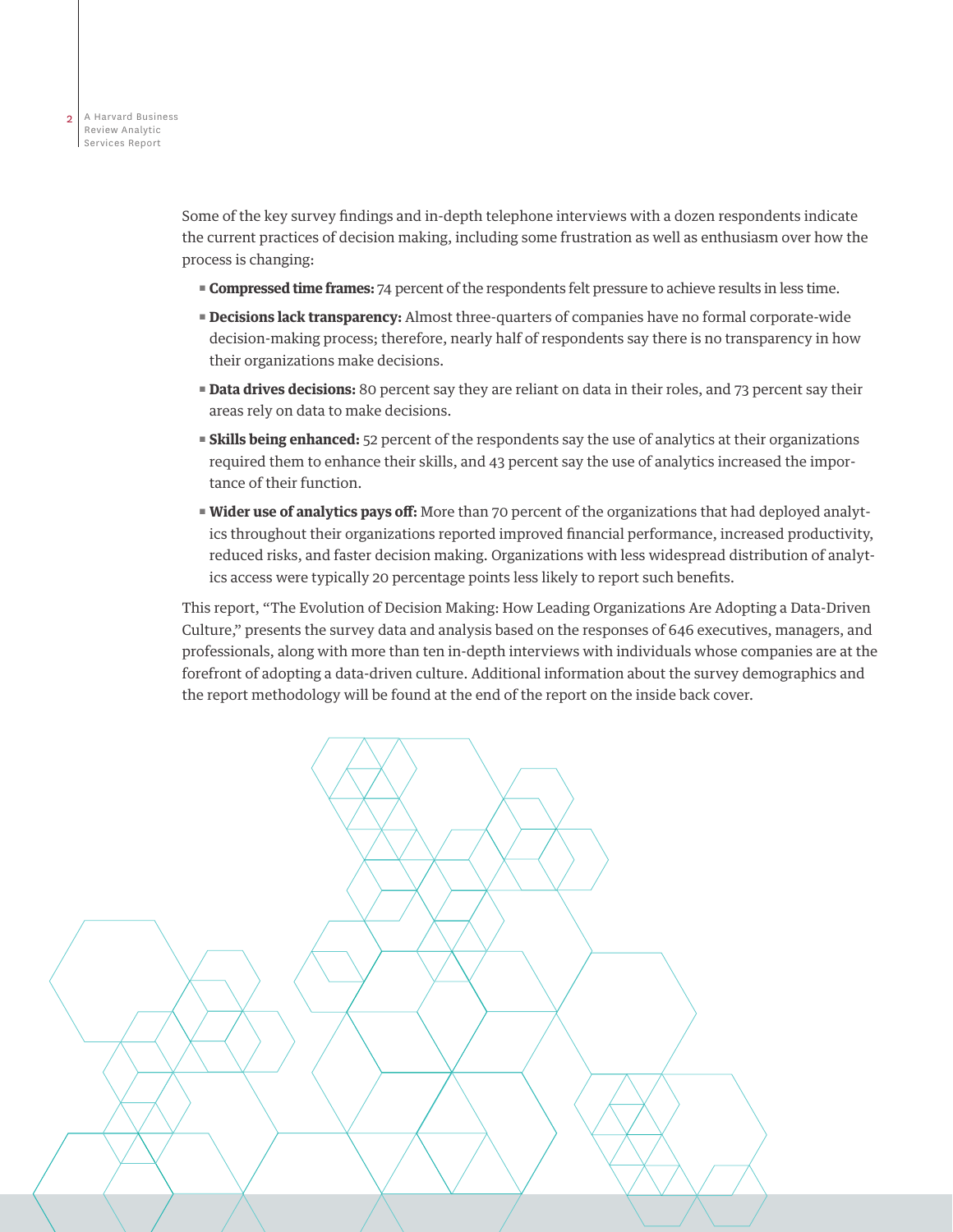Some of the key survey findings and in-depth telephone interviews with a dozen respondents indicate the current practices of decision making, including some frustration as well as enthusiasm over how the process is changing:

- **Compressed time frames:** 74 percent of the respondents felt pressure to achieve results in less time.
- **Decisions lack transparency:** Almost three-quarters of companies have no formal corporate-wide decision-making process; therefore, nearly half of respondents say there is no transparency in how their organizations make decisions.
- **Data drives decisions:** 80 percent say they are reliant on data in their roles, and 73 percent say their areas rely on data to make decisions.
- **Skills being enhanced:** 52 percent of the respondents say the use of analytics at their organizations required them to enhance their skills, and 43 percent say the use of analytics increased the importance of their function.
- **Wider use of analytics pays off:** More than 70 percent of the organizations that had deployed analytics throughout their organizations reported improved financial performance, increased productivity, reduced risks, and faster decision making. Organizations with less widespread distribution of analytics access were typically 20 percentage points less likely to report such benefits.

This report, "The Evolution of Decision Making: How Leading Organizations Are Adopting a Data-Driven Culture," presents the survey data and analysis based on the responses of 646 executives, managers, and professionals, along with more than ten in-depth interviews with individuals whose companies are at the forefront of adopting a data-driven culture. Additional information about the survey demographics and the report methodology will be found at the end of the report on the inside back cover.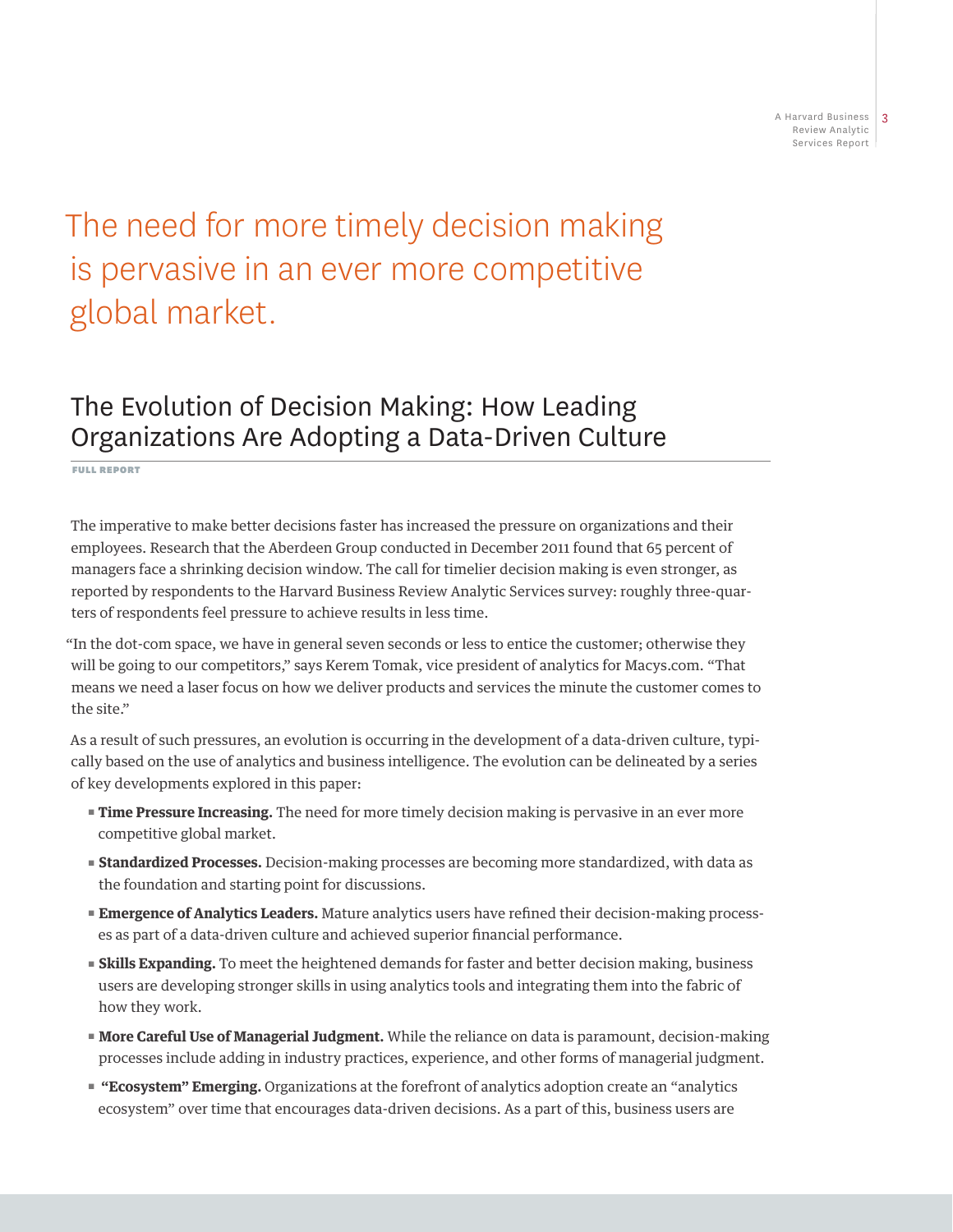The need for more timely decision making is pervasive in an ever more competitive global market.

## The Evolution of Decision Making: How Leading Organizations Are Adopting a Data-Driven Culture

**FULL REPORT**

The imperative to make better decisions faster has increased the pressure on organizations and their employees. Research that the Aberdeen Group conducted in December 2011 found that 65 percent of managers face a shrinking decision window. The call for timelier decision making is even stronger, as reported by respondents to the Harvard Business Review Analytic Services survey: roughly three-quarters of respondents feel pressure to achieve results in less time.

"In the dot-com space, we have in general seven seconds or less to entice the customer; otherwise they will be going to our competitors," says Kerem Tomak, vice president of analytics for Macys.com. "That means we need a laser focus on how we deliver products and services the minute the customer comes to the site."

As a result of such pressures, an evolution is occurring in the development of a data-driven culture, typically based on the use of analytics and business intelligence. The evolution can be delineated by a series of key developments explored in this paper:

- **Time Pressure Increasing.** The need for more timely decision making is pervasive in an ever more competitive global market.
- **Standardized Processes.** Decision-making processes are becoming more standardized, with data as the foundation and starting point for discussions.
- **Emergence of Analytics Leaders.** Mature analytics users have refined their decision-making processes as part of a data-driven culture and achieved superior financial performance.
- **Skills Expanding.** To meet the heightened demands for faster and better decision making, business users are developing stronger skills in using analytics tools and integrating them into the fabric of how they work.
- **More Careful Use of Managerial Judgment.** While the reliance on data is paramount, decision-making processes include adding in industry practices, experience, and other forms of managerial judgment.
- **"Ecosystem" Emerging.** Organizations at the forefront of analytics adoption create an "analytics ecosystem" over time that encourages data-driven decisions. As a part of this, business users are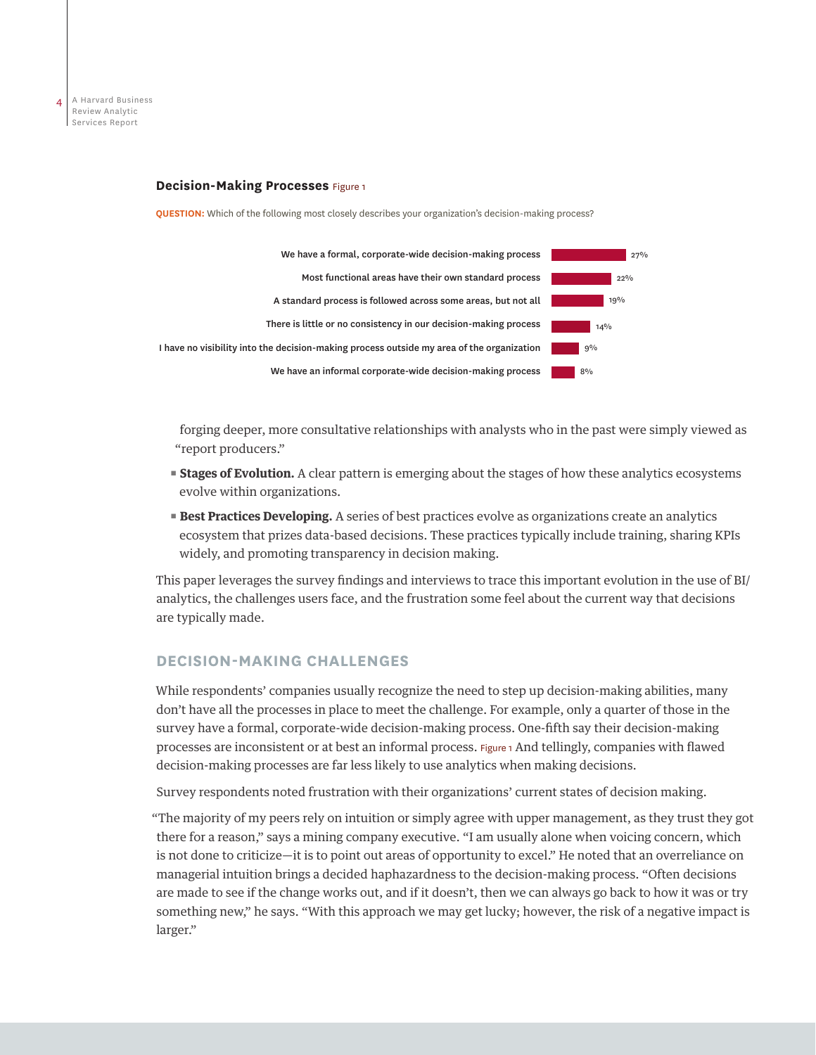**Decision-Making Processes** Figure 1

**QUESTION:** Which of the following most closely describes your organization's decision-making process?

| Response | % |
| --- | --- |
| We have a formal, corporate-wide decision-making process | 27% |
| Most functional areas have their own standard process | 22% |
| A standard process is followed across some areas, but not all | 19% |
| There is little or no consistency in our decision-making process | 14% |
| I have no visibility into the decision-making process outside my area of the organization | 9% |
| We have an informal corporate-wide decision-making process | 8% |

forging deeper, more consultative relationships with analysts who in the past were simply viewed as "report producers."

- **Stages of Evolution.** A clear pattern is emerging about the stages of how these analytics ecosystems evolve within organizations.
- **Best Practices Developing.** A series of best practices evolve as organizations create an analytics ecosystem that prizes data-based decisions. These practices typically include training, sharing KPIs widely, and promoting transparency in decision making.

This paper leverages the survey findings and interviews to trace this important evolution in the use of BI/analytics, the challenges users face, and the frustration some feel about the current way that decisions are typically made.

## DECISION-MAKING CHALLENGES

While respondents' companies usually recognize the need to step up decision-making abilities, many don't have all the processes in place to meet the challenge. For example, only a quarter of those in the survey have a formal, corporate-wide decision-making process. One-fifth say their decision-making processes are inconsistent or at best an informal process. Figure 1 And tellingly, companies with flawed decision-making processes are far less likely to use analytics when making decisions.

Survey respondents noted frustration with their organizations' current states of decision making.

"The majority of my peers rely on intuition or simply agree with upper management, as they trust they got there for a reason," says a mining company executive. "I am usually alone when voicing concern, which is not done to criticize—it is to point out areas of opportunity to excel." He noted that an overreliance on managerial intuition brings a decided haphazardness to the decision-making process. "Often decisions are made to see if the change works out, and if it doesn't, then we can always go back to how it was or try something new," he says. "With this approach we may get lucky; however, the risk of a negative impact is larger."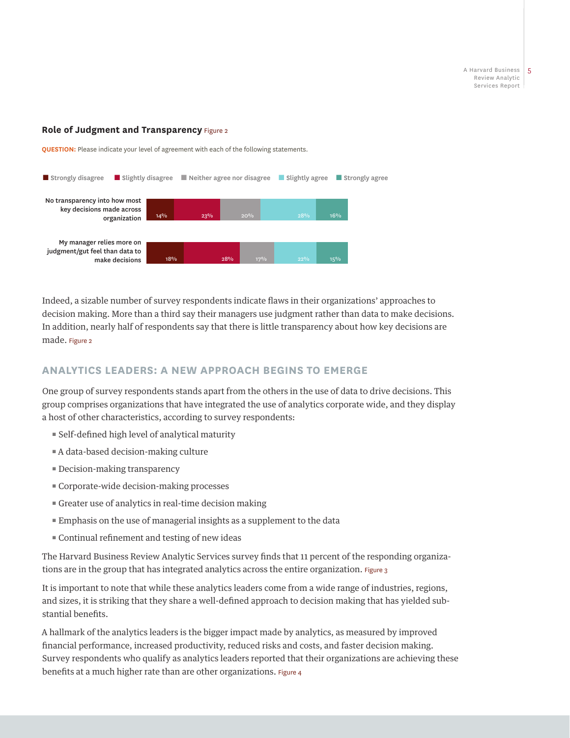**Role of Judgment and Transparency** Figure 2

**QUESTION:** Please indicate your level of agreement with each of the following statements.

| | Strongly disagree | Slightly disagree | Neither agree nor disagree | Slightly agree | Strongly agree |
|---|---|---|---|---|---|
| No transparency into how most key decisions made across organization | 14% | 23% | 20% | 28% | 16% |
| My manager relies more on judgment/gut feel than data to make decisions | 18% | 28% | 17% | 22% | 15% |

Indeed, a sizable number of survey respondents indicate flaws in their organizations' approaches to decision making. More than a third say their managers use judgment rather than data to make decisions. In addition, nearly half of respondents say that there is little transparency about how key decisions are made. Figure 2

## ANALYTICS LEADERS: A NEW APPROACH BEGINS TO EMERGE

One group of survey respondents stands apart from the others in the use of data to drive decisions. This group comprises organizations that have integrated the use of analytics corporate wide, and they display a host of other characteristics, according to survey respondents:

- Self-defined high level of analytical maturity
- A data-based decision-making culture
- Decision-making transparency
- Corporate-wide decision-making processes
- Greater use of analytics in real-time decision making
- Emphasis on the use of managerial insights as a supplement to the data
- Continual refinement and testing of new ideas

The Harvard Business Review Analytic Services survey finds that 11 percent of the responding organizations are in the group that has integrated analytics across the entire organization. Figure 3

It is important to note that while these analytics leaders come from a wide range of industries, regions, and sizes, it is striking that they share a well-defined approach to decision making that has yielded substantial benefits.

A hallmark of the analytics leaders is the bigger impact made by analytics, as measured by improved financial performance, increased productivity, reduced risks and costs, and faster decision making. Survey respondents who qualify as analytics leaders reported that their organizations are achieving these benefits at a much higher rate than are other organizations. Figure 4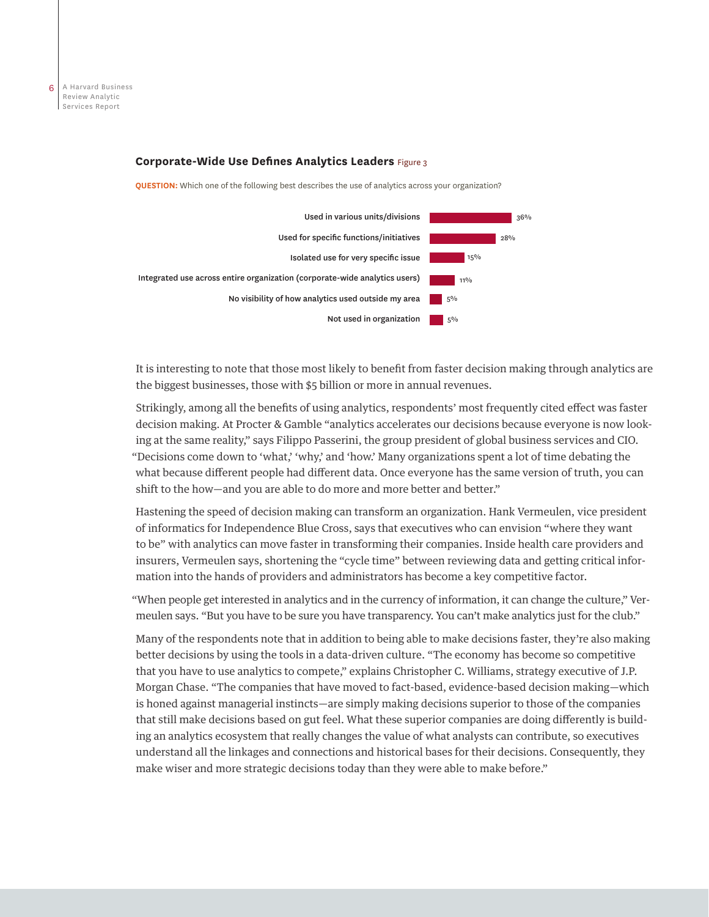### Corporate-Wide Use Defines Analytics Leaders Figure 3

**QUESTION:** Which one of the following best describes the use of analytics across your organization?

| Response | Percentage |
|---|---|
| Used in various units/divisions | 36% |
| Used for specific functions/initiatives | 28% |
| Isolated use for very specific issue | 15% |
| Integrated use across entire organization (corporate-wide analytics users) | 11% |
| No visibility of how analytics used outside my area | 5% |
| Not used in organization | 5% |

It is interesting to note that those most likely to benefit from faster decision making through analytics are the biggest businesses, those with $5 billion or more in annual revenues.

Strikingly, among all the benefits of using analytics, respondents' most frequently cited effect was faster decision making. At Procter & Gamble "analytics accelerates our decisions because everyone is now looking at the same reality," says Filippo Passerini, the group president of global business services and CIO. "Decisions come down to 'what,' 'why,' and 'how.' Many organizations spent a lot of time debating the what because different people had different data. Once everyone has the same version of truth, you can shift to the how—and you are able to do more and more better and better."

Hastening the speed of decision making can transform an organization. Hank Vermeulen, vice president of informatics for Independence Blue Cross, says that executives who can envision "where they want to be" with analytics can move faster in transforming their companies. Inside health care providers and insurers, Vermeulen says, shortening the "cycle time" between reviewing data and getting critical information into the hands of providers and administrators has become a key competitive factor.

"When people get interested in analytics and in the currency of information, it can change the culture," Vermeulen says. "But you have to be sure you have transparency. You can't make analytics just for the club."

Many of the respondents note that in addition to being able to make decisions faster, they're also making better decisions by using the tools in a data-driven culture. "The economy has become so competitive that you have to use analytics to compete," explains Christopher C. Williams, strategy executive of J.P. Morgan Chase. "The companies that have moved to fact-based, evidence-based decision making—which is honed against managerial instincts—are simply making decisions superior to those of the companies that still make decisions based on gut feel. What these superior companies are doing differently is building an analytics ecosystem that really changes the value of what analysts can contribute, so executives understand all the linkages and connections and historical bases for their decisions. Consequently, they make wiser and more strategic decisions today than they were able to make before."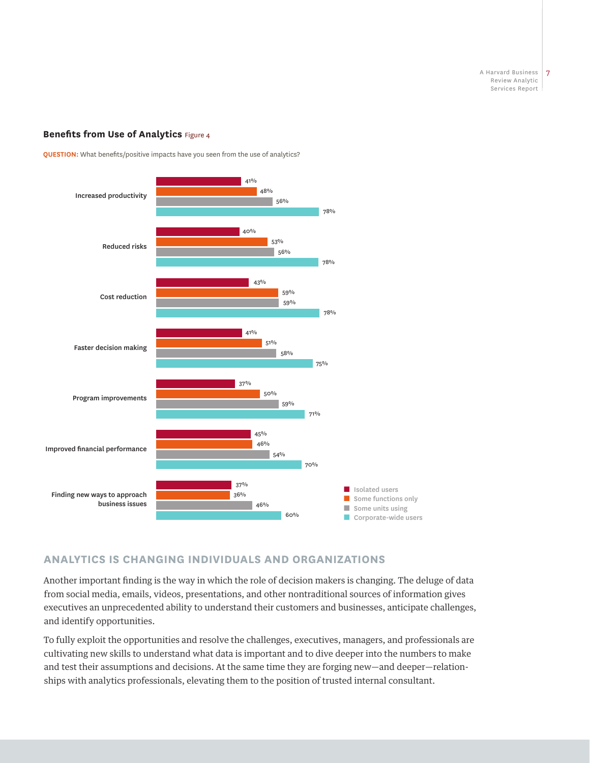**Benefits from Use of Analytics** Figure 4

**QUESTION:** What benefits/positive impacts have you seen from the use of analytics?

| | Isolated users | Some functions only | Some units using | Corporate-wide users |
|---|---|---|---|---|
| Increased productivity | 41% | 48% | 56% | 78% |
| Reduced risks | 40% | 53% | 56% | 78% |
| Cost reduction | 43% | 59% | 59% | 78% |
| Faster decision making | 41% | 51% | 58% | 75% |
| Program improvements | 37% | 50% | 59% | 71% |
| Improved financial performance | 45% | 46% | 54% | 70% |
| Finding new ways to approach business issues | 37% | 36% | 46% | 60% |

## ANALYTICS IS CHANGING INDIVIDUALS AND ORGANIZATIONS

Another important finding is the way in which the role of decision makers is changing. The deluge of data from social media, emails, videos, presentations, and other nontraditional sources of information gives executives an unprecedented ability to understand their customers and businesses, anticipate challenges, and identify opportunities.

To fully exploit the opportunities and resolve the challenges, executives, managers, and professionals are cultivating new skills to understand what data is important and to dive deeper into the numbers to make and test their assumptions and decisions. At the same time they are forging new—and deeper—relationships with analytics professionals, elevating them to the position of trusted internal consultant.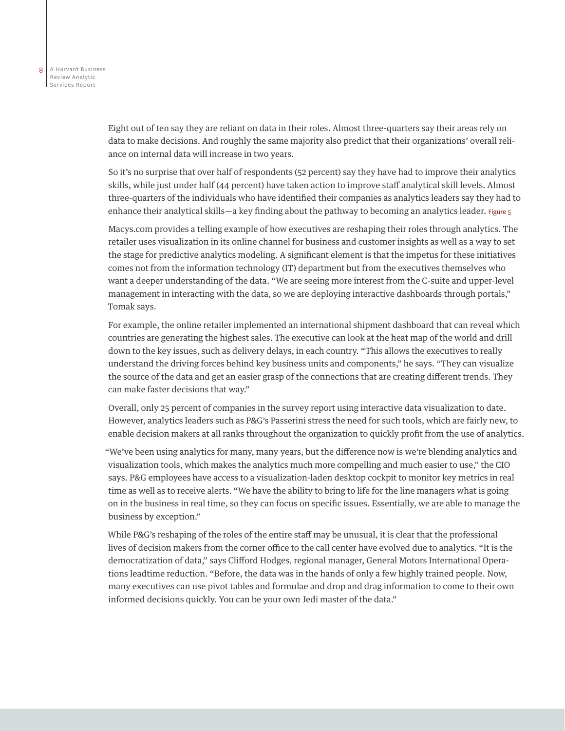Eight out of ten say they are reliant on data in their roles. Almost three-quarters say their areas rely on data to make decisions. And roughly the same majority also predict that their organizations' overall reliance on internal data will increase in two years.

So it's no surprise that over half of respondents (52 percent) say they have had to improve their analytics skills, while just under half (44 percent) have taken action to improve staff analytical skill levels. Almost three-quarters of the individuals who have identified their companies as analytics leaders say they had to enhance their analytical skills—a key finding about the pathway to becoming an analytics leader. Figure 5

Macys.com provides a telling example of how executives are reshaping their roles through analytics. The retailer uses visualization in its online channel for business and customer insights as well as a way to set the stage for predictive analytics modeling. A significant element is that the impetus for these initiatives comes not from the information technology (IT) department but from the executives themselves who want a deeper understanding of the data. "We are seeing more interest from the C-suite and upper-level management in interacting with the data, so we are deploying interactive dashboards through portals," Tomak says.

For example, the online retailer implemented an international shipment dashboard that can reveal which countries are generating the highest sales. The executive can look at the heat map of the world and drill down to the key issues, such as delivery delays, in each country. "This allows the executives to really understand the driving forces behind key business units and components," he says. "They can visualize the source of the data and get an easier grasp of the connections that are creating different trends. They can make faster decisions that way."

Overall, only 25 percent of companies in the survey report using interactive data visualization to date. However, analytics leaders such as P&G's Passerini stress the need for such tools, which are fairly new, to enable decision makers at all ranks throughout the organization to quickly profit from the use of analytics.

"We've been using analytics for many, many years, but the difference now is we're blending analytics and visualization tools, which makes the analytics much more compelling and much easier to use," the CIO says. P&G employees have access to a visualization-laden desktop cockpit to monitor key metrics in real time as well as to receive alerts. "We have the ability to bring to life for the line managers what is going on in the business in real time, so they can focus on specific issues. Essentially, we are able to manage the business by exception."

While P&G's reshaping of the roles of the entire staff may be unusual, it is clear that the professional lives of decision makers from the corner office to the call center have evolved due to analytics. "It is the democratization of data," says Clifford Hodges, regional manager, General Motors International Operations leadtime reduction. "Before, the data was in the hands of only a few highly trained people. Now, many executives can use pivot tables and formulae and drop and drag information to come to their own informed decisions quickly. You can be your own Jedi master of the data."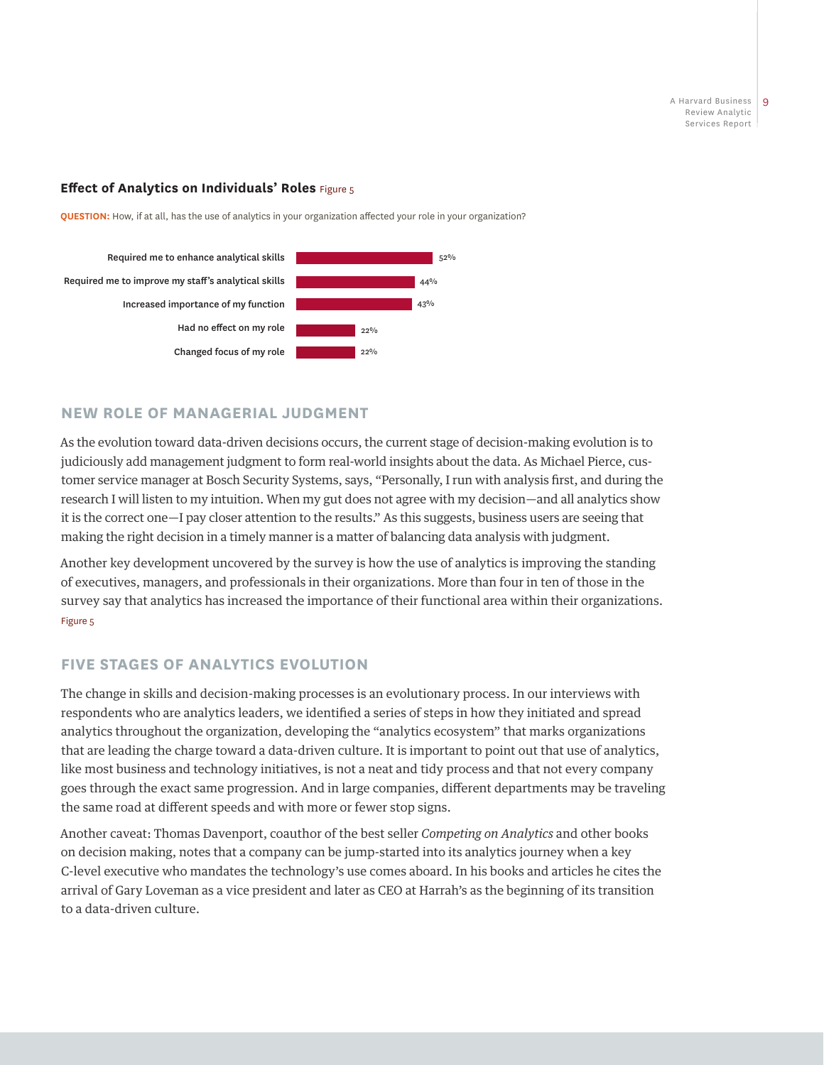**Effect of Analytics on Individuals' Roles** Figure 5

**QUESTION:** How, if at all, has the use of analytics in your organization affected your role in your organization?

| Response | Percentage |
| --- | --- |
| Required me to enhance analytical skills | 52% |
| Required me to improve my staff's analytical skills | 44% |
| Increased importance of my function | 43% |
| Had no effect on my role | 22% |
| Changed focus of my role | 22% |

## NEW ROLE OF MANAGERIAL JUDGMENT

As the evolution toward data-driven decisions occurs, the current stage of decision-making evolution is to judiciously add management judgment to form real-world insights about the data. As Michael Pierce, customer service manager at Bosch Security Systems, says, "Personally, I run with analysis first, and during the research I will listen to my intuition. When my gut does not agree with my decision—and all analytics show it is the correct one—I pay closer attention to the results." As this suggests, business users are seeing that making the right decision in a timely manner is a matter of balancing data analysis with judgment.

Another key development uncovered by the survey is how the use of analytics is improving the standing of executives, managers, and professionals in their organizations. More than four in ten of those in the survey say that analytics has increased the importance of their functional area within their organizations. Figure 5

## FIVE STAGES OF ANALYTICS EVOLUTION

The change in skills and decision-making processes is an evolutionary process. In our interviews with respondents who are analytics leaders, we identified a series of steps in how they initiated and spread analytics throughout the organization, developing the "analytics ecosystem" that marks organizations that are leading the charge toward a data-driven culture. It is important to point out that use of analytics, like most business and technology initiatives, is not a neat and tidy process and that not every company goes through the exact same progression. And in large companies, different departments may be traveling the same road at different speeds and with more or fewer stop signs.

Another caveat: Thomas Davenport, coauthor of the best seller *Competing on Analytics* and other books on decision making, notes that a company can be jump-started into its analytics journey when a key C-level executive who mandates the technology's use comes aboard. In his books and articles he cites the arrival of Gary Loveman as a vice president and later as CEO at Harrah's as the beginning of its transition to a data-driven culture.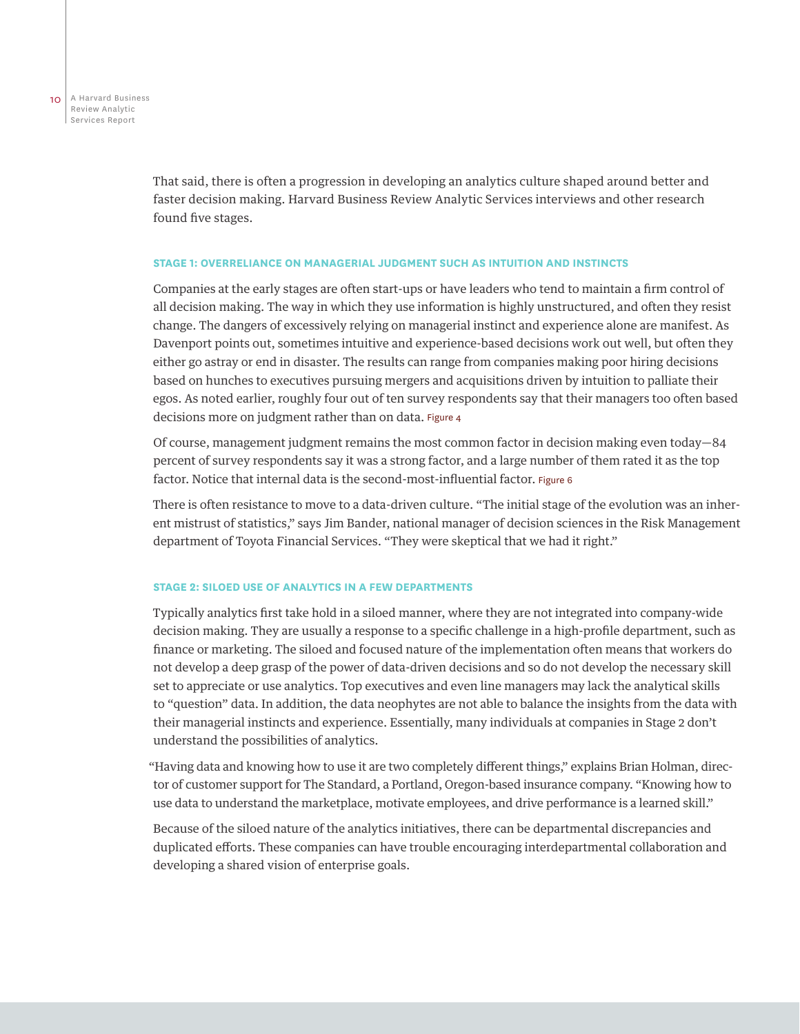That said, there is often a progression in developing an analytics culture shaped around better and faster decision making. Harvard Business Review Analytic Services interviews and other research found five stages.

### STAGE 1: OVERRELIANCE ON MANAGERIAL JUDGMENT SUCH AS INTUITION AND INSTINCTS

Companies at the early stages are often start-ups or have leaders who tend to maintain a firm control of all decision making. The way in which they use information is highly unstructured, and often they resist change. The dangers of excessively relying on managerial instinct and experience alone are manifest. As Davenport points out, sometimes intuitive and experience-based decisions work out well, but often they either go astray or end in disaster. The results can range from companies making poor hiring decisions based on hunches to executives pursuing mergers and acquisitions driven by intuition to palliate their egos. As noted earlier, roughly four out of ten survey respondents say that their managers too often based decisions more on judgment rather than on data. Figure 4

Of course, management judgment remains the most common factor in decision making even today—84 percent of survey respondents say it was a strong factor, and a large number of them rated it as the top factor. Notice that internal data is the second-most-influential factor. Figure 6

There is often resistance to move to a data-driven culture. "The initial stage of the evolution was an inherent mistrust of statistics," says Jim Bander, national manager of decision sciences in the Risk Management department of Toyota Financial Services. "They were skeptical that we had it right."

### STAGE 2: SILOED USE OF ANALYTICS IN A FEW DEPARTMENTS

Typically analytics first take hold in a siloed manner, where they are not integrated into company-wide decision making. They are usually a response to a specific challenge in a high-profile department, such as finance or marketing. The siloed and focused nature of the implementation often means that workers do not develop a deep grasp of the power of data-driven decisions and so do not develop the necessary skill set to appreciate or use analytics. Top executives and even line managers may lack the analytical skills to "question" data. In addition, the data neophytes are not able to balance the insights from the data with their managerial instincts and experience. Essentially, many individuals at companies in Stage 2 don't understand the possibilities of analytics.

"Having data and knowing how to use it are two completely different things," explains Brian Holman, director of customer support for The Standard, a Portland, Oregon-based insurance company. "Knowing how to use data to understand the marketplace, motivate employees, and drive performance is a learned skill."

Because of the siloed nature of the analytics initiatives, there can be departmental discrepancies and duplicated efforts. These companies can have trouble encouraging interdepartmental collaboration and developing a shared vision of enterprise goals.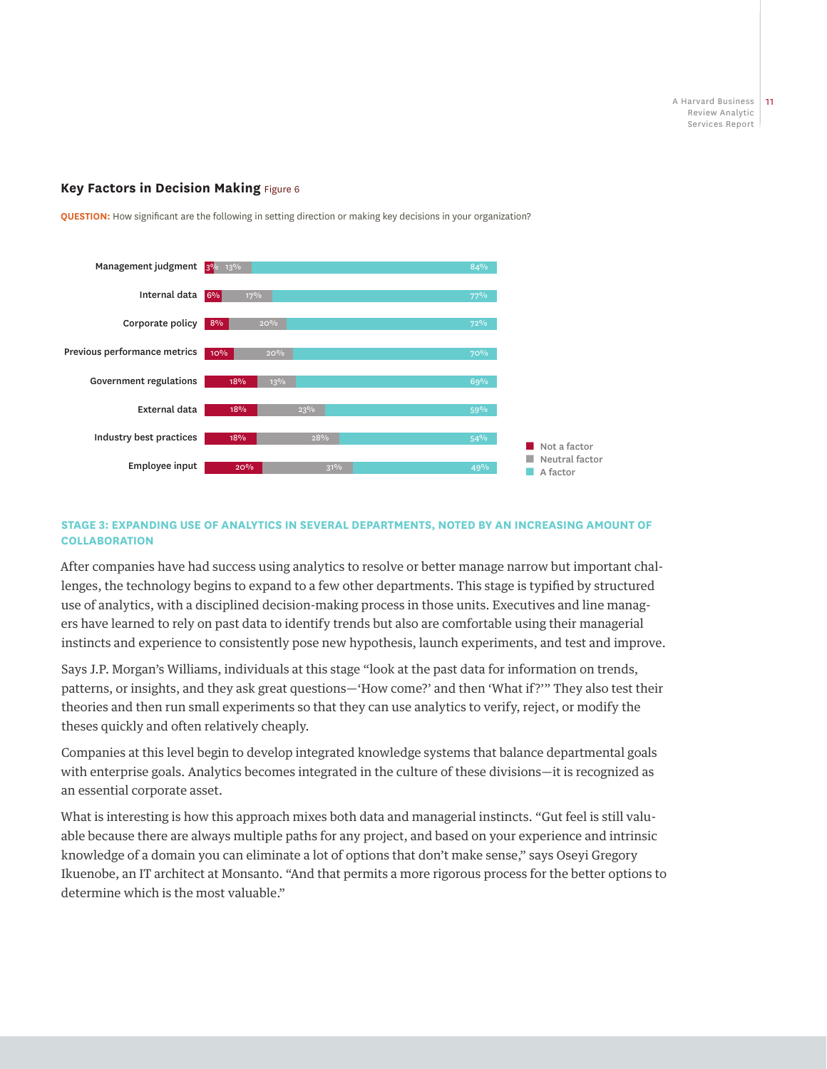**Key Factors in Decision Making** Figure 6

**QUESTION:** How significant are the following in setting direction or making key decisions in your organization?

| | Not a factor | Neutral factor | A factor |
|---|---|---|---|
| Management judgment | 3% | 13% | 84% |
| Internal data | 6% | 17% | 77% |
| Corporate policy | 8% | 20% | 72% |
| Previous performance metrics | 10% | 20% | 70% |
| Government regulations | 18% | 13% | 69% |
| External data | 18% | 23% | 59% |
| Industry best practices | 18% | 28% | 54% |
| Employee input | 20% | 31% | 49% |

### STAGE 3: EXPANDING USE OF ANALYTICS IN SEVERAL DEPARTMENTS, NOTED BY AN INCREASING AMOUNT OF COLLABORATION

After companies have had success using analytics to resolve or better manage narrow but important challenges, the technology begins to expand to a few other departments. This stage is typified by structured use of analytics, with a disciplined decision-making process in those units. Executives and line managers have learned to rely on past data to identify trends but also are comfortable using their managerial instincts and experience to consistently pose new hypothesis, launch experiments, and test and improve.

Says J.P. Morgan's Williams, individuals at this stage "look at the past data for information on trends, patterns, or insights, and they ask great questions—'How come?' and then 'What if?'" They also test their theories and then run small experiments so that they can use analytics to verify, reject, or modify the theses quickly and often relatively cheaply.

Companies at this level begin to develop integrated knowledge systems that balance departmental goals with enterprise goals. Analytics becomes integrated in the culture of these divisions—it is recognized as an essential corporate asset.

What is interesting is how this approach mixes both data and managerial instincts. "Gut feel is still valuable because there are always multiple paths for any project, and based on your experience and intrinsic knowledge of a domain you can eliminate a lot of options that don't make sense," says Oseyi Gregory Ikuenobe, an IT architect at Monsanto. "And that permits a more rigorous process for the better options to determine which is the most valuable."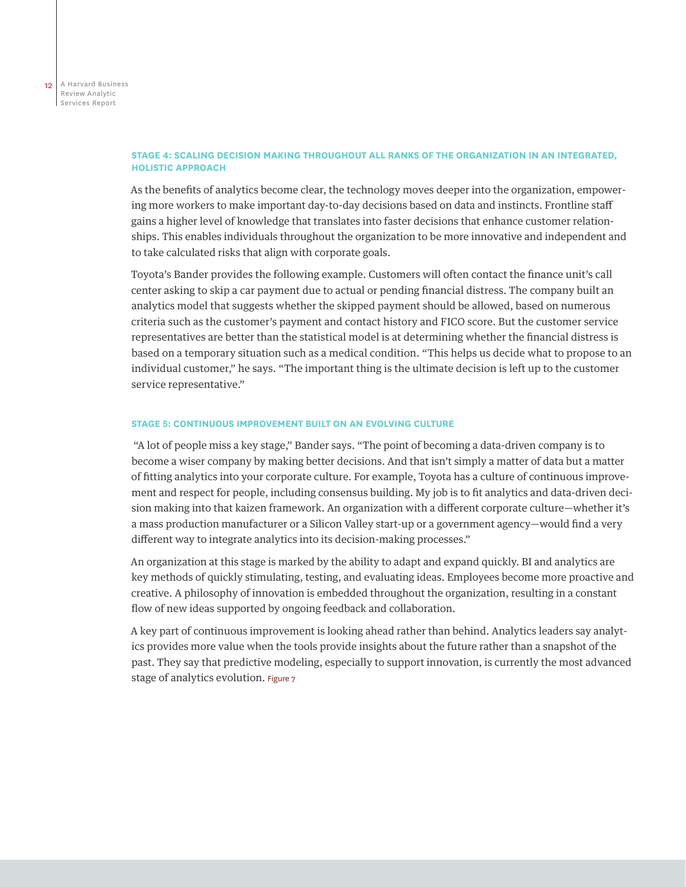### STAGE 4: SCALING DECISION MAKING THROUGHOUT ALL RANKS OF THE ORGANIZATION IN AN INTEGRATED, HOLISTIC APPROACH

As the benefits of analytics become clear, the technology moves deeper into the organization, empowering more workers to make important day-to-day decisions based on data and instincts. Frontline staff gains a higher level of knowledge that translates into faster decisions that enhance customer relationships. This enables individuals throughout the organization to be more innovative and independent and to take calculated risks that align with corporate goals.

Toyota's Bander provides the following example. Customers will often contact the finance unit's call center asking to skip a car payment due to actual or pending financial distress. The company built an analytics model that suggests whether the skipped payment should be allowed, based on numerous criteria such as the customer's payment and contact history and FICO score. But the customer service representatives are better than the statistical model is at determining whether the financial distress is based on a temporary situation such as a medical condition. "This helps us decide what to propose to an individual customer," he says. "The important thing is the ultimate decision is left up to the customer service representative."

### STAGE 5: CONTINUOUS IMPROVEMENT BUILT ON AN EVOLVING CULTURE

"A lot of people miss a key stage," Bander says. "The point of becoming a data-driven company is to become a wiser company by making better decisions. And that isn't simply a matter of data but a matter of fitting analytics into your corporate culture. For example, Toyota has a culture of continuous improvement and respect for people, including consensus building. My job is to fit analytics and data-driven decision making into that kaizen framework. An organization with a different corporate culture—whether it's a mass production manufacturer or a Silicon Valley start-up or a government agency—would find a very different way to integrate analytics into its decision-making processes."

An organization at this stage is marked by the ability to adapt and expand quickly. BI and analytics are key methods of quickly stimulating, testing, and evaluating ideas. Employees become more proactive and creative. A philosophy of innovation is embedded throughout the organization, resulting in a constant flow of new ideas supported by ongoing feedback and collaboration.

A key part of continuous improvement is looking ahead rather than behind. Analytics leaders say analytics provides more value when the tools provide insights about the future rather than a snapshot of the past. They say that predictive modeling, especially to support innovation, is currently the most advanced stage of analytics evolution. Figure 7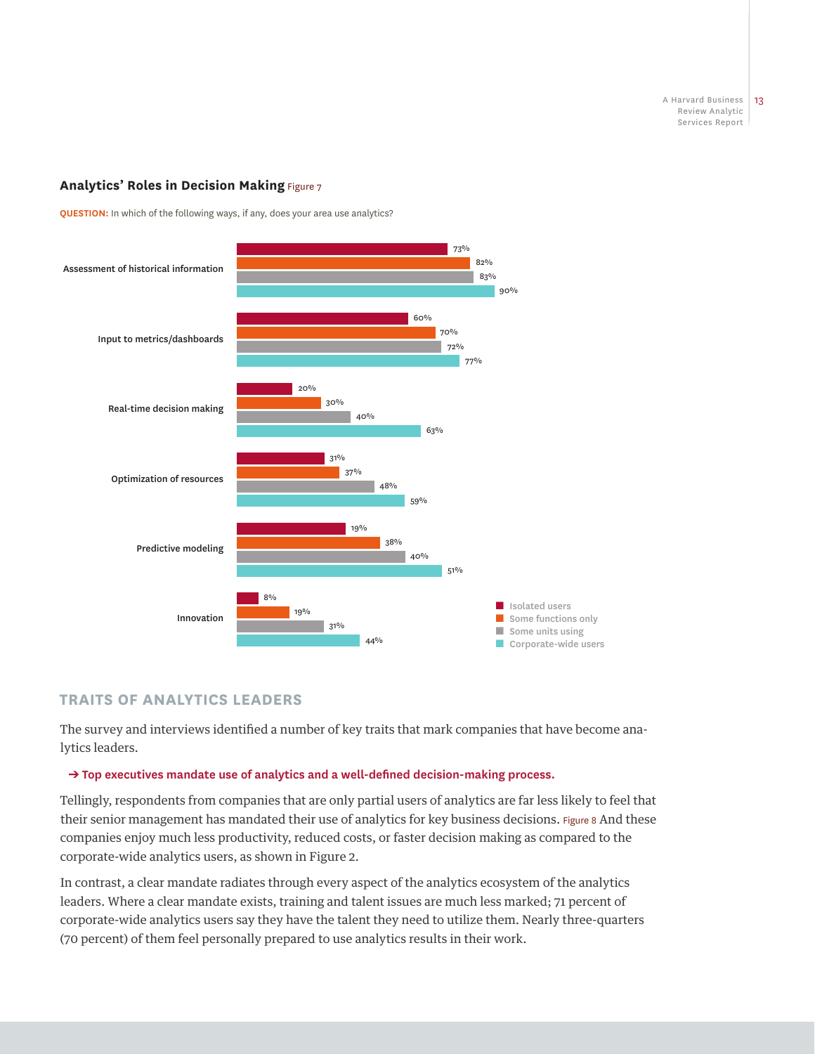### Analytics' Roles in Decision Making Figure 7

**QUESTION:** In which of the following ways, if any, does your area use analytics?

| | Isolated users | Some functions only | Some units using | Corporate-wide users |
|---|---|---|---|---|
| Assessment of historical information | 73% | 82% | 83% | 90% |
| Input to metrics/dashboards | 60% | 70% | 72% | 77% |
| Real-time decision making | 20% | 30% | 40% | 63% |
| Optimization of resources | 31% | 37% | 48% | 59% |
| Predictive modeling | 19% | 38% | 40% | 51% |
| Innovation | 8% | 19% | 31% | 44% |

## TRAITS OF ANALYTICS LEADERS

The survey and interviews identified a number of key traits that mark companies that have become analytics leaders.

**→ Top executives mandate use of analytics and a well-defined decision-making process.**

Tellingly, respondents from companies that are only partial users of analytics are far less likely to feel that their senior management has mandated their use of analytics for key business decisions. Figure 8 And these companies enjoy much less productivity, reduced costs, or faster decision making as compared to the corporate-wide analytics users, as shown in Figure 2.

In contrast, a clear mandate radiates through every aspect of the analytics ecosystem of the analytics leaders. Where a clear mandate exists, training and talent issues are much less marked; 71 percent of corporate-wide analytics users say they have the talent they need to utilize them. Nearly three-quarters (70 percent) of them feel personally prepared to use analytics results in their work.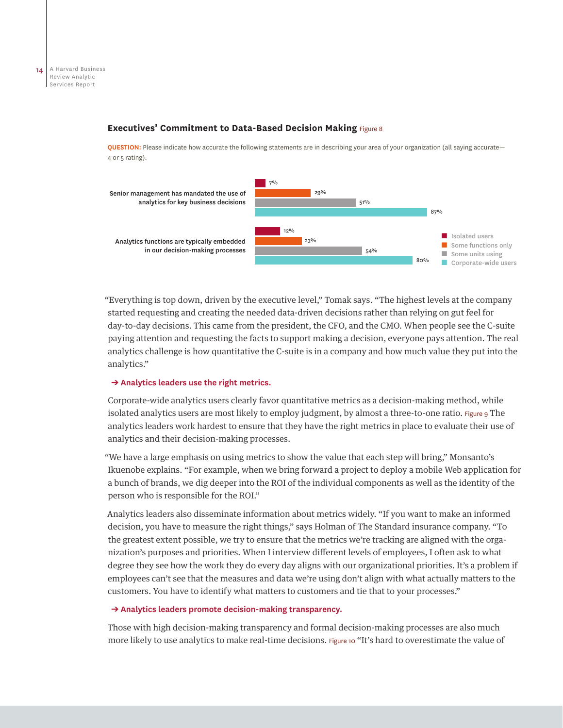### Executives' Commitment to Data-Based Decision Making Figure 8

**QUESTION:** Please indicate how accurate the following statements are in describing your area of your organization (all saying accurate—4 or 5 rating).

| Statement | Isolated users | Some functions only | Some units using | Corporate-wide users |
|---|---|---|---|---|
| Senior management has mandated the use of analytics for key business decisions | 7% | 29% | 51% | 87% |
| Analytics functions are typically embedded in our decision-making processes | 12% | 23% | 54% | 80% |

"Everything is top down, driven by the executive level," Tomak says. "The highest levels at the company started requesting and creating the needed data-driven decisions rather than relying on gut feel for day-to-day decisions. This came from the president, the CFO, and the CMO. When people see the C-suite paying attention and requesting the facts to support making a decision, everyone pays attention. The real analytics challenge is how quantitative the C-suite is in a company and how much value they put into the analytics."

**➔ Analytics leaders use the right metrics.**

Corporate-wide analytics users clearly favor quantitative metrics as a decision-making method, while isolated analytics users are most likely to employ judgment, by almost a three-to-one ratio. Figure 9 The analytics leaders work hardest to ensure that they have the right metrics in place to evaluate their use of analytics and their decision-making processes.

"We have a large emphasis on using metrics to show the value that each step will bring," Monsanto's Ikuenobe explains. "For example, when we bring forward a project to deploy a mobile Web application for a bunch of brands, we dig deeper into the ROI of the individual components as well as the identity of the person who is responsible for the ROI."

Analytics leaders also disseminate information about metrics widely. "If you want to make an informed decision, you have to measure the right things," says Holman of The Standard insurance company. "To the greatest extent possible, we try to ensure that the metrics we're tracking are aligned with the organization's purposes and priorities. When I interview different levels of employees, I often ask to what degree they see how the work they do every day aligns with our organizational priorities. It's a problem if employees can't see that the measures and data we're using don't align with what actually matters to the customers. You have to identify what matters to customers and tie that to your processes."

**➔ Analytics leaders promote decision-making transparency.**

Those with high decision-making transparency and formal decision-making processes are also much more likely to use analytics to make real-time decisions. Figure 10 "It's hard to overestimate the value of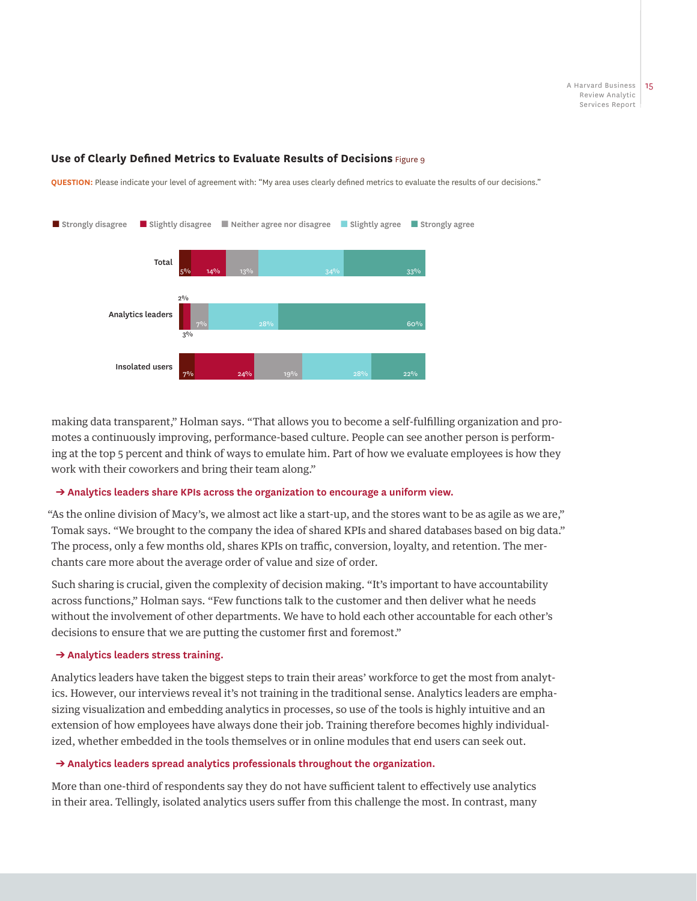### Use of Clearly Defined Metrics to Evaluate Results of Decisions Figure 9

**QUESTION:** Please indicate your level of agreement with: "My area uses clearly defined metrics to evaluate the results of our decisions."

| | Strongly disagree | Slightly disagree | Neither agree nor disagree | Slightly agree | Strongly agree |
|---|---|---|---|---|---|
| Total | 5% | 14% | 13% | 34% | 33% |
| Analytics leaders | 2% | 3% | 7% | 28% | 60% |
| Insolated users | 7% | 24% | 19% | 28% | 22% |

making data transparent," Holman says. "That allows you to become a self-fulfilling organization and promotes a continuously improving, performance-based culture. People can see another person is performing at the top 5 percent and think of ways to emulate him. Part of how we evaluate employees is how they work with their coworkers and bring their team along."

**➔ Analytics leaders share KPIs across the organization to encourage a uniform view.**

"As the online division of Macy's, we almost act like a start-up, and the stores want to be as agile as we are," Tomak says. "We brought to the company the idea of shared KPIs and shared databases based on big data." The process, only a few months old, shares KPIs on traffic, conversion, loyalty, and retention. The merchants care more about the average order of value and size of order.

Such sharing is crucial, given the complexity of decision making. "It's important to have accountability across functions," Holman says. "Few functions talk to the customer and then deliver what he needs without the involvement of other departments. We have to hold each other accountable for each other's decisions to ensure that we are putting the customer first and foremost."

**➔ Analytics leaders stress training.**

Analytics leaders have taken the biggest steps to train their areas' workforce to get the most from analytics. However, our interviews reveal it's not training in the traditional sense. Analytics leaders are emphasizing visualization and embedding analytics in processes, so use of the tools is highly intuitive and an extension of how employees have always done their job. Training therefore becomes highly individualized, whether embedded in the tools themselves or in online modules that end users can seek out.

**➔ Analytics leaders spread analytics professionals throughout the organization.**

More than one-third of respondents say they do not have sufficient talent to effectively use analytics in their area. Tellingly, isolated analytics users suffer from this challenge the most. In contrast, many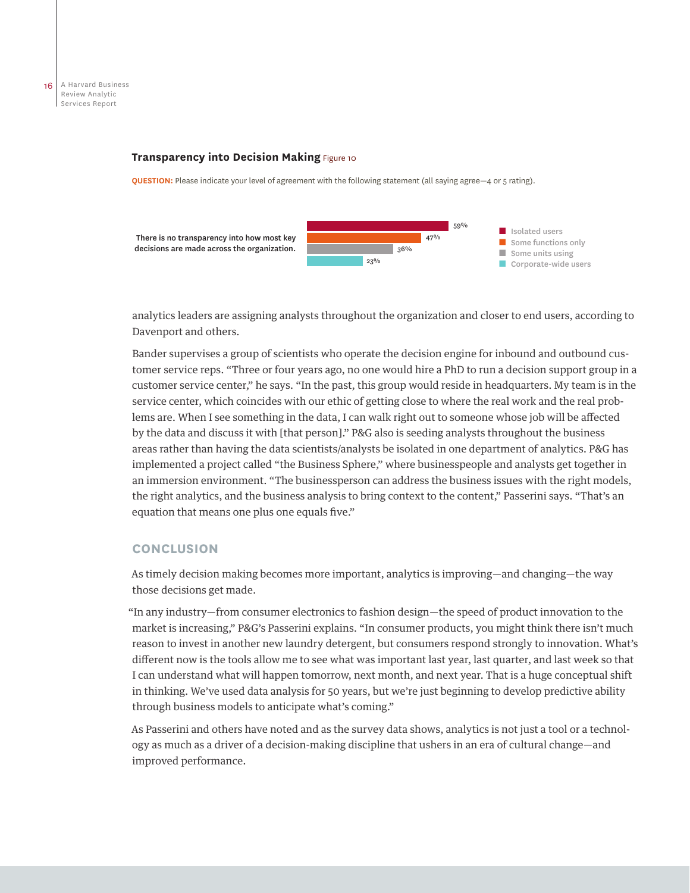**Transparency into Decision Making** Figure 10

**QUESTION:** Please indicate your level of agreement with the following statement (all saying agree—4 or 5 rating).

| | Isolated users | Some functions only | Some units using | Corporate-wide users |
|---|---|---|---|---|
| There is no transparency into how most key decisions are made across the organization. | 59% | 47% | 36% | 23% |

analytics leaders are assigning analysts throughout the organization and closer to end users, according to Davenport and others.

Bander supervises a group of scientists who operate the decision engine for inbound and outbound customer service reps. "Three or four years ago, no one would hire a PhD to run a decision support group in a customer service center," he says. "In the past, this group would reside in headquarters. My team is in the service center, which coincides with our ethic of getting close to where the real work and the real problems are. When I see something in the data, I can walk right out to someone whose job will be affected by the data and discuss it with [that person]." P&G also is seeding analysts throughout the business areas rather than having the data scientists/analysts be isolated in one department of analytics. P&G has implemented a project called "the Business Sphere," where businesspeople and analysts get together in an immersion environment. "The businessperson can address the business issues with the right models, the right analytics, and the business analysis to bring context to the content," Passerini says. "That's an equation that means one plus one equals five."

## CONCLUSION

As timely decision making becomes more important, analytics is improving—and changing—the way those decisions get made.

"In any industry—from consumer electronics to fashion design—the speed of product innovation to the market is increasing," P&G's Passerini explains. "In consumer products, you might think there isn't much reason to invest in another new laundry detergent, but consumers respond strongly to innovation. What's different now is the tools allow me to see what was important last year, last quarter, and last week so that I can understand what will happen tomorrow, next month, and next year. That is a huge conceptual shift in thinking. We've used data analysis for 50 years, but we're just beginning to develop predictive ability through business models to anticipate what's coming."

As Passerini and others have noted and as the survey data shows, analytics is not just a tool or a technology as much as a driver of a decision-making discipline that ushers in an era of cultural change—and improved performance.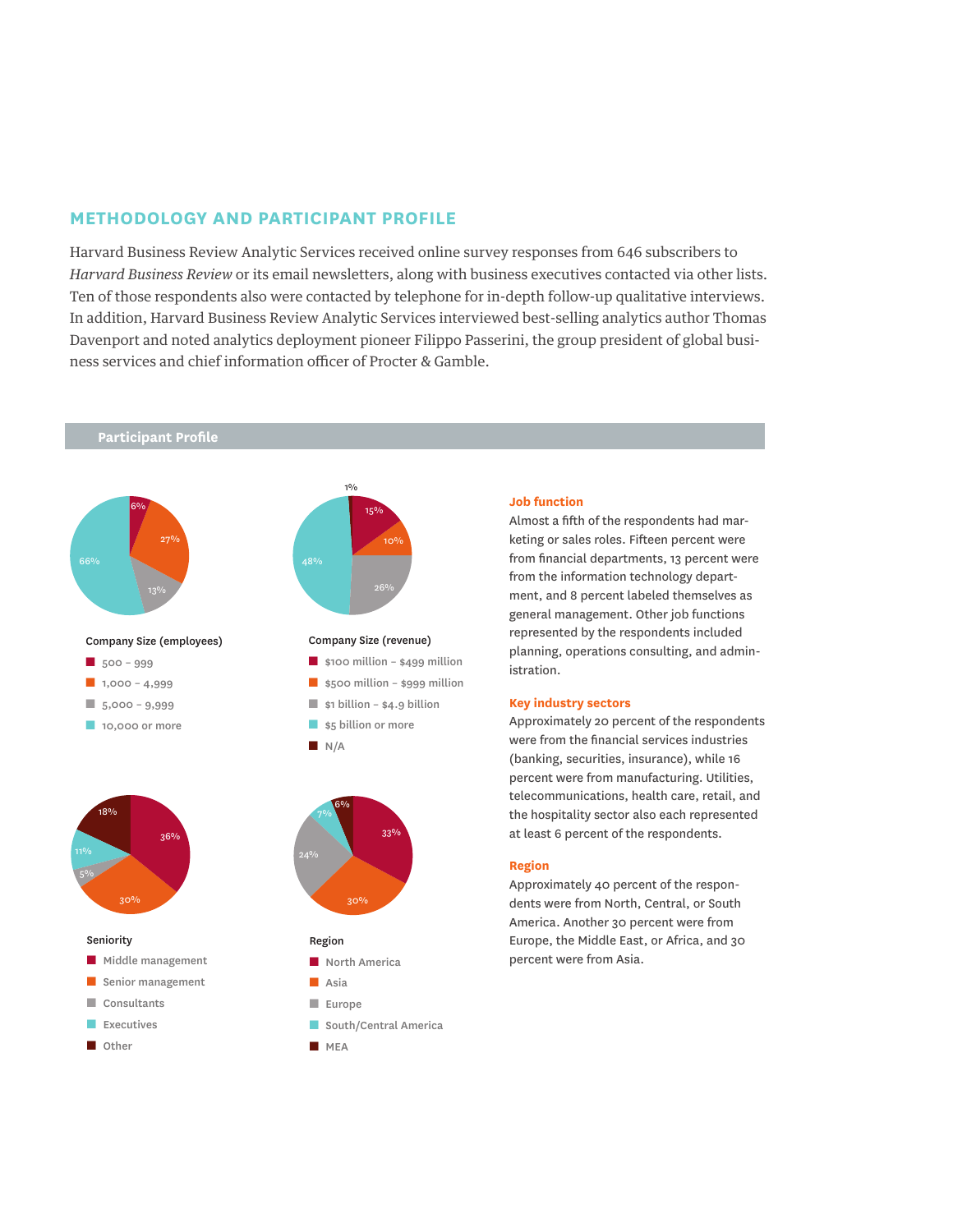## METHODOLOGY AND PARTICIPANT PROFILE

Harvard Business Review Analytic Services received online survey responses from 646 subscribers to *Harvard Business Review* or its email newsletters, along with business executives contacted via other lists. Ten of those respondents also were contacted by telephone for in-depth follow-up qualitative interviews. In addition, Harvard Business Review Analytic Services interviewed best-selling analytics author Thomas Davenport and noted analytics deployment pioneer Filippo Passerini, the group president of global business services and chief information officer of Procter & Gamble.

### Participant Profile

**Company Size (employees)**

- 500 – 999: 6%
- 1,000 – 4,999: 27%
- 5,000 – 9,999: 13%
- 10,000 or more: 66%

**Company Size (revenue)**

- $100 million – $499 million: 15%
- $500 million – $999 million: 10%
- $1 billion – $4.9 billion: 26%
- $5 billion or more: 48%
- N/A: 1%

**Seniority**

- Middle management: 36%
- Senior management: 30%
- Consultants: 5%
- Executives: 11%
- Other: 18%

**Region**

- North America: 33%
- Asia: 30%
- Europe: 24%
- South/Central America: 7%
- MEA: 6%

**Job function**

Almost a fifth of the respondents had marketing or sales roles. Fifteen percent were from financial departments, 13 percent were from the information technology department, and 8 percent labeled themselves as general management. Other job functions represented by the respondents included planning, operations consulting, and administration.

**Key industry sectors**

Approximately 20 percent of the respondents were from the financial services industries (banking, securities, insurance), while 16 percent were from manufacturing. Utilities, telecommunications, health care, retail, and the hospitality sector also each represented at least 6 percent of the respondents.

**Region**

Approximately 40 percent of the respondents were from North, Central, or South America. Another 30 percent were from Europe, the Middle East, or Africa, and 30 percent were from Asia.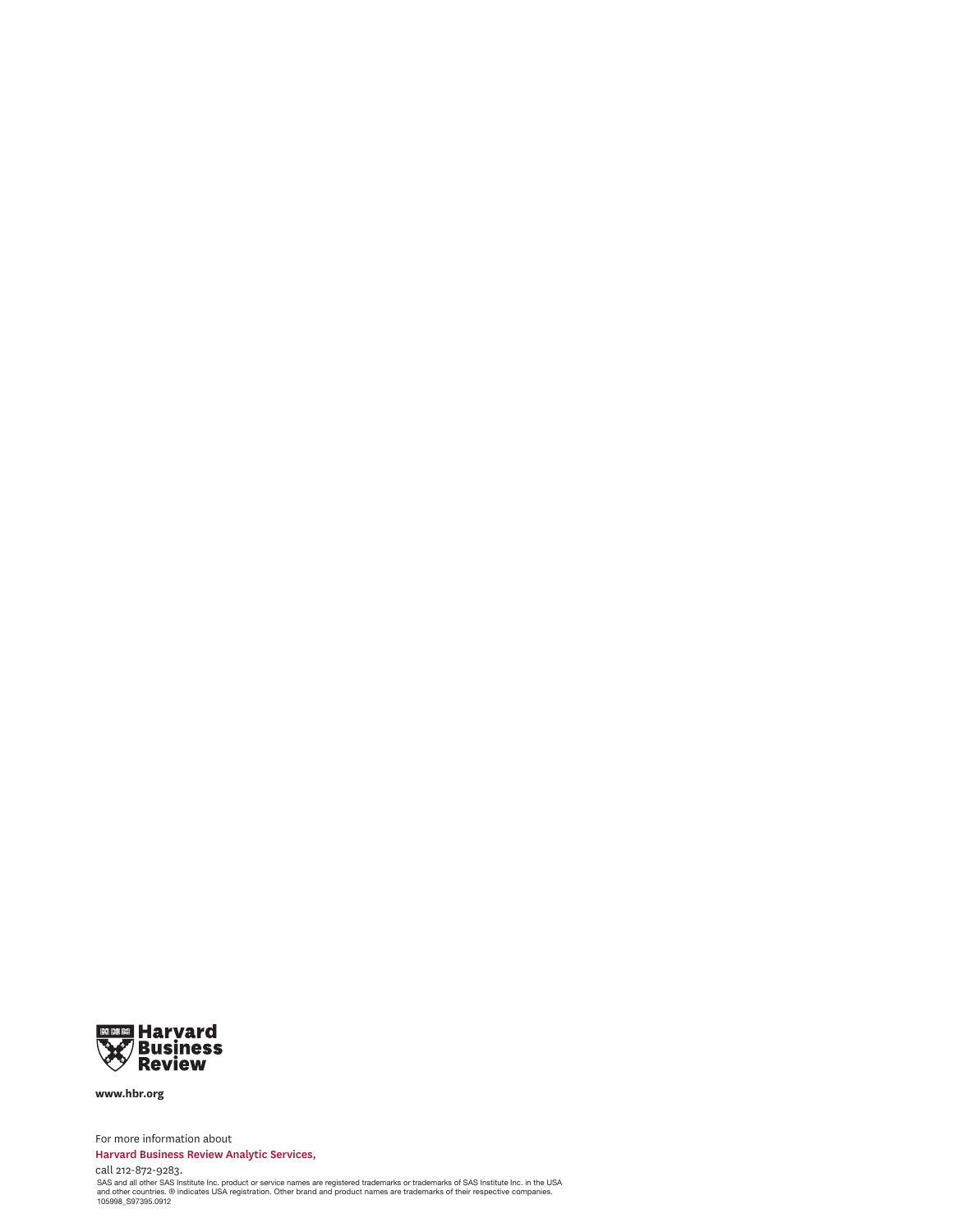**Harvard Business Review**

**www.hbr.org**

For more information about

Harvard Business Review Analytic Services,

call 212-872-9283.

SAS and all other SAS Institute Inc. product or service names are registered trademarks or trademarks of SAS Institute Inc. in the USA and other countries. ® indicates USA registration. Other brand and product names are trademarks of their respective companies.
105998_S97395.0912